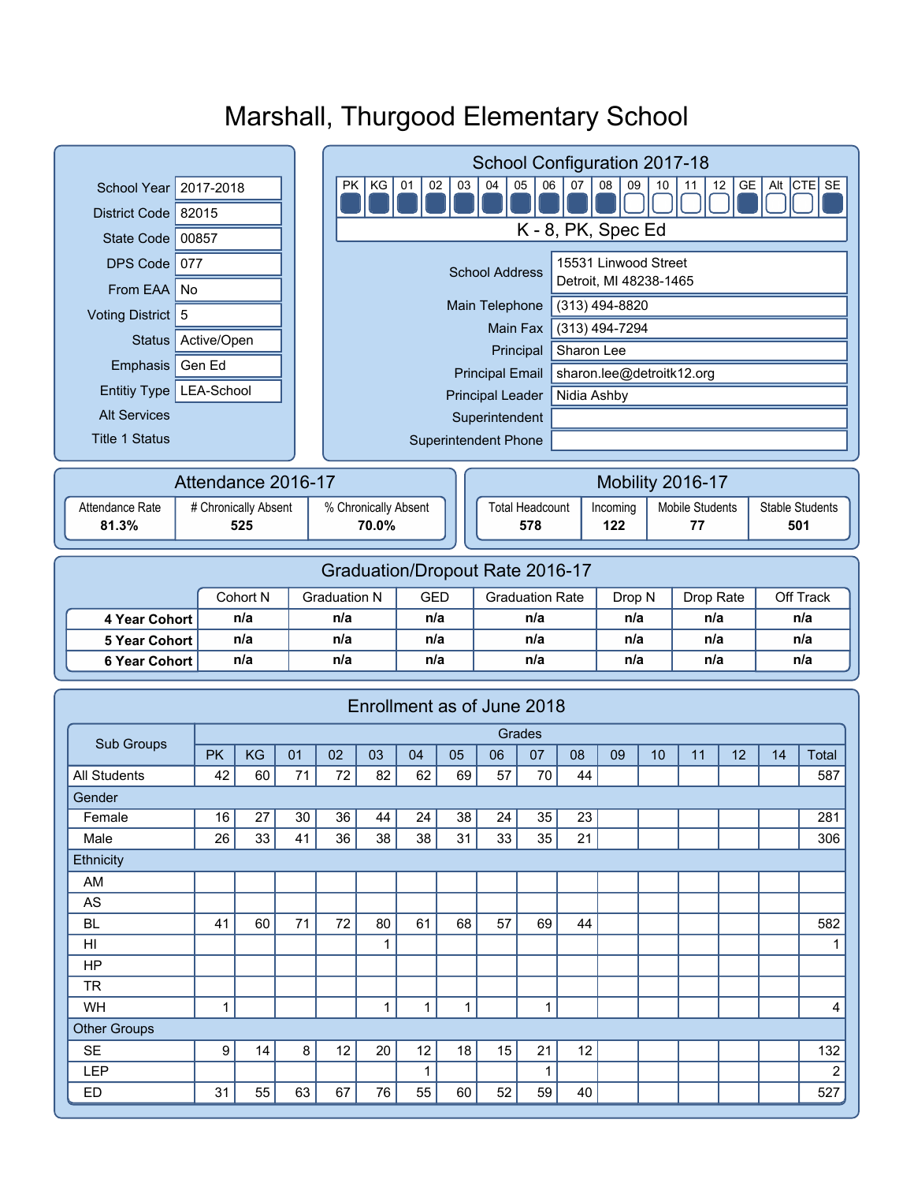# Marshall, Thurgood Elementary School

| | |
|---|---|
| School Year | 2017-2018 |
| District Code | 82015 |
| State Code | 00857 |
| DPS Code | 077 |
| From EAA | No |
| Voting District | 5 |
| Status | Active/Open |
| Emphasis | Gen Ed |
| Entitiy Type | LEA-School |
| Alt Services | |
| Title 1 Status | |

## School Configuration 2017-18

| PK | KG | 01 | 02 | 03 | 04 | 05 | 06 | 07 | 08 | 09 | 10 | 11 | 12 | GE | Alt | CTE | SE |
|---|---|---|---|---|---|---|---|---|---|---|---|---|---|---|---|---|---|
| ■ | ■ | ■ | ■ | ■ | ■ | ■ | ■ | ■ | ■ | □ | □ | □ | □ | ■ | □ | □ | ■ |

K - 8, PK, Spec Ed

| | |
|---|---|
| School Address | 15531 Linwood Street<br>Detroit, MI 48238-1465 |
| Main Telephone | (313) 494-8820 |
| Main Fax | (313) 494-7294 |
| Principal | Sharon Lee |
| Principal Email | sharon.lee@detroitk12.org |
| Principal Leader | Nidia Ashby |
| Superintendent | |
| Superintendent Phone | |

## Attendance 2016-17

| Attendance Rate | # Chronically Absent | % Chronically Absent |
|---|---|---|
| **81.3%** | **525** | **70.0%** |

## Mobility 2016-17

| Total Headcount | Incoming | Mobile Students | Stable Students |
|---|---|---|---|
| **578** | **122** | **77** | **501** |

## Graduation/Dropout Rate 2016-17

| | Cohort N | Graduation N | GED | Graduation Rate | Drop N | Drop Rate | Off Track |
|---|---|---|---|---|---|---|---|
| **4 Year Cohort** | n/a | n/a | n/a | n/a | n/a | n/a | n/a |
| **5 Year Cohort** | n/a | n/a | n/a | n/a | n/a | n/a | n/a |
| **6 Year Cohort** | n/a | n/a | n/a | n/a | n/a | n/a | n/a |

## Enrollment as of June 2018

| Sub Groups | Grades | | | | | | | | | | | | | | |
|---|---|---|---|---|---|---|---|---|---|---|---|---|---|---|---|
| | PK | KG | 01 | 02 | 03 | 04 | 05 | 06 | 07 | 08 | 09 | 10 | 11 | 12 | 14 | Total |
| All Students | 42 | 60 | 71 | 72 | 82 | 62 | 69 | 57 | 70 | 44 | | | | | | 587 |
| Gender | | | | | | | | | | | | | | | | |
| Female | 16 | 27 | 30 | 36 | 44 | 24 | 38 | 24 | 35 | 23 | | | | | | 281 |
| Male | 26 | 33 | 41 | 36 | 38 | 38 | 31 | 33 | 35 | 21 | | | | | | 306 |
| Ethnicity | | | | | | | | | | | | | | | | |
| AM | | | | | | | | | | | | | | | | |
| AS | | | | | | | | | | | | | | | | |
| BL | 41 | 60 | 71 | 72 | 80 | 61 | 68 | 57 | 69 | 44 | | | | | | 582 |
| HI | | | | | 1 | | | | | | | | | | | 1 |
| HP | | | | | | | | | | | | | | | | |
| TR | | | | | | | | | | | | | | | | |
| WH | 1 | | | | 1 | 1 | 1 | | 1 | | | | | | | 4 |
| Other Groups | | | | | | | | | | | | | | | | |
| SE | 9 | 14 | 8 | 12 | 20 | 12 | 18 | 15 | 21 | 12 | | | | | | 132 |
| LEP | | | | | | 1 | | | 1 | | | | | | | 2 |
| ED | 31 | 55 | 63 | 67 | 76 | 55 | 60 | 52 | 59 | 40 | | | | | | 527 |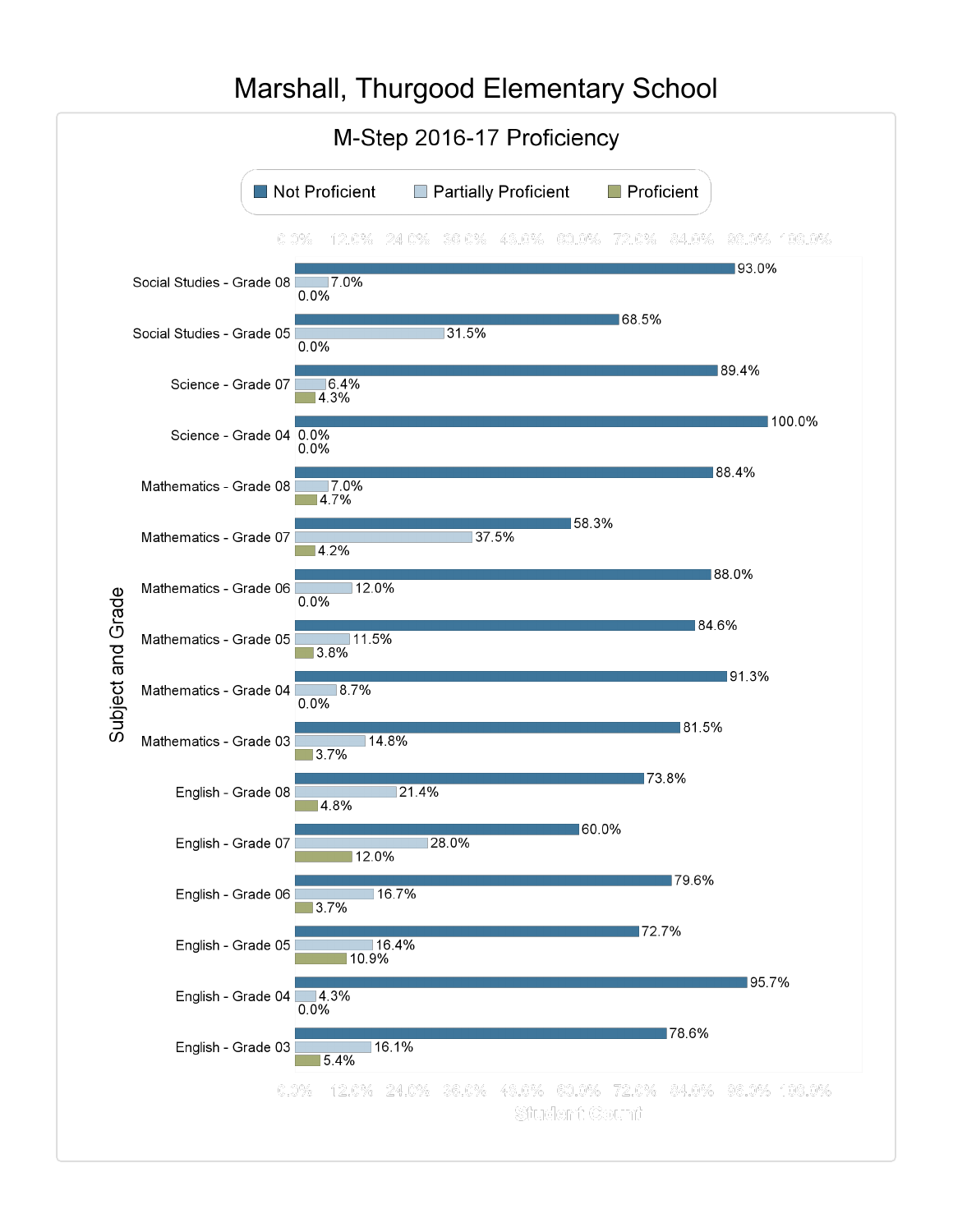# Marshall, Thurgood Elementary School

## M-Step 2016-17 Proficiency

| Subject and Grade | Not Proficient | Partially Proficient | Proficient |
| --- | --- | --- | --- |
| Social Studies - Grade 08 | 93.0% | 7.0% | 0.0% |
| Social Studies - Grade 05 | 68.5% | 31.5% | 0.0% |
| Science - Grade 07 | 89.4% | 6.4% | 4.3% |
| Science - Grade 04 | 100.0% | 0.0% | 0.0% |
| Mathematics - Grade 08 | 88.4% | 7.0% | 4.7% |
| Mathematics - Grade 07 | 58.3% | 37.5% | 4.2% |
| Mathematics - Grade 06 | 88.0% | 12.0% | 0.0% |
| Mathematics - Grade 05 | 84.6% | 11.5% | 3.8% |
| Mathematics - Grade 04 | 91.3% | 8.7% | 0.0% |
| Mathematics - Grade 03 | 81.5% | 14.8% | 3.7% |
| English - Grade 08 | 73.8% | 21.4% | 4.8% |
| English - Grade 07 | 60.0% | 28.0% | 12.0% |
| English - Grade 06 | 79.6% | 16.7% | 3.7% |
| English - Grade 05 | 72.7% | 16.4% | 10.9% |
| English - Grade 04 | 95.7% | 4.3% | 0.0% |
| English - Grade 03 | 78.6% | 16.1% | 5.4% |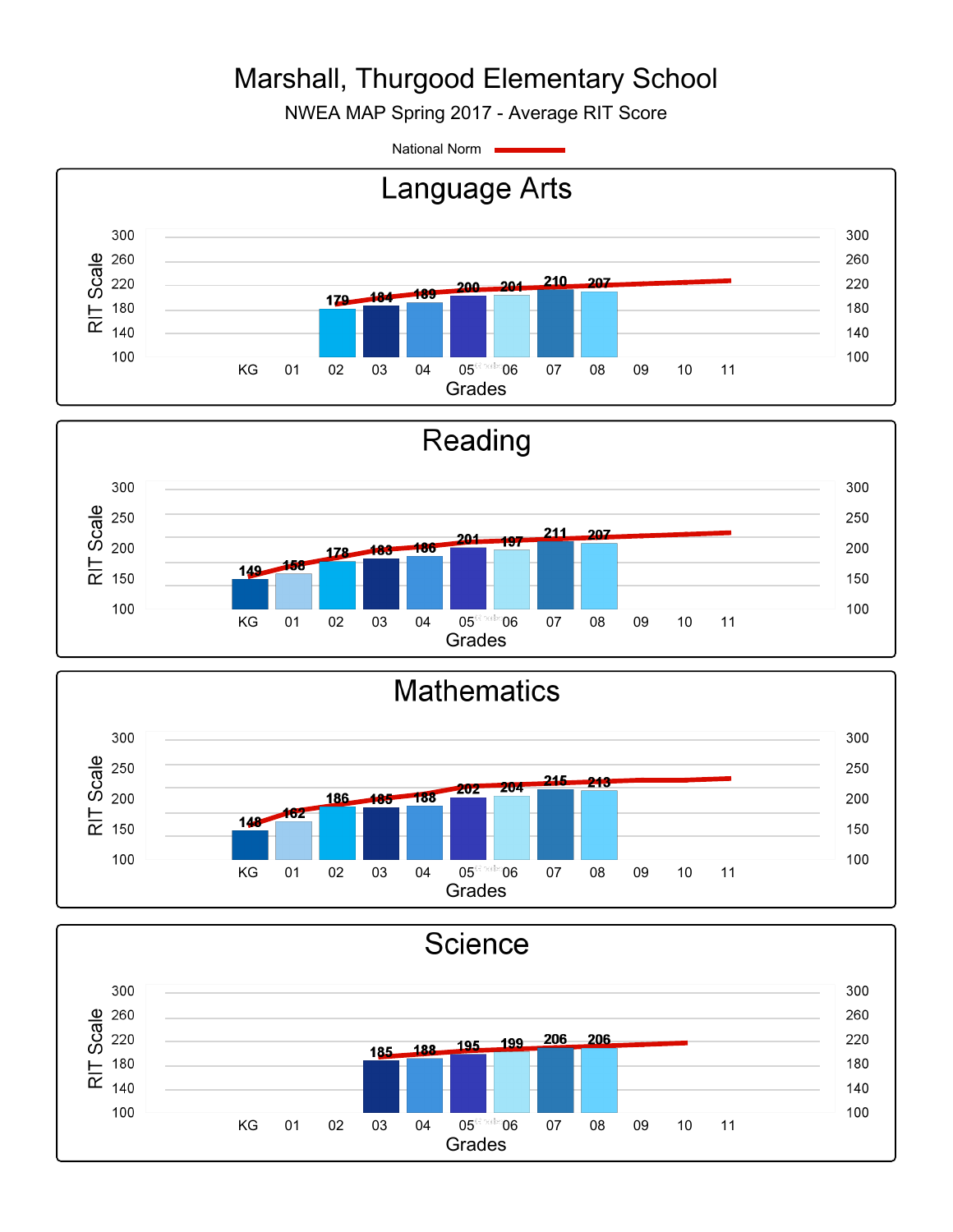# Marshall, Thurgood Elementary School

NWEA MAP Spring 2017 - Average RIT Score

National Norm

## Language Arts

| Grades | KG | 01 | 02 | 03 | 04 | 05 | 06 | 07 | 08 | 09 | 10 | 11 |
|---|---|---|---|---|---|---|---|---|---|---|---|---|
| RIT Scale | | | 179 | 184 | 189 | 200 | 201 | 210 | 207 | | | |

## Reading

| Grades | KG | 01 | 02 | 03 | 04 | 05 | 06 | 07 | 08 | 09 | 10 | 11 |
|---|---|---|---|---|---|---|---|---|---|---|---|---|
| RIT Scale | 149 | 158 | 178 | 183 | 186 | 201 | 197 | 211 | 207 | | | |

## Mathematics

| Grades | KG | 01 | 02 | 03 | 04 | 05 | 06 | 07 | 08 | 09 | 10 | 11 |
|---|---|---|---|---|---|---|---|---|---|---|---|---|
| RIT Scale | 148 | 162 | 186 | 185 | 188 | 202 | 204 | 215 | 213 | | | |

## Science

| Grades | KG | 01 | 02 | 03 | 04 | 05 | 06 | 07 | 08 | 09 | 10 | 11 |
|---|---|---|---|---|---|---|---|---|---|---|---|---|
| RIT Scale | | | | 185 | 188 | 195 | 199 | 206 | 206 | | | |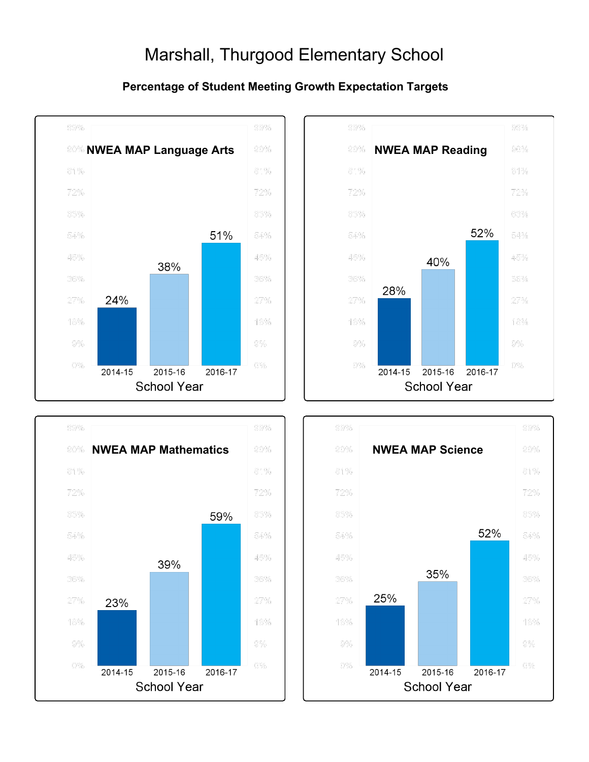# Marshall, Thurgood Elementary School

**Percentage of Student Meeting Growth Expectation Targets**

**NWEA MAP Language Arts**

24%
38%
51%

2014-15
2015-16
2016-17

School Year

**NWEA MAP Reading**

28%
40%
52%

2014-15
2015-16
2016-17

School Year

**NWEA MAP Mathematics**

23%
39%
59%

2014-15
2015-16
2016-17

School Year

**NWEA MAP Science**

25%
35%
52%

2014-15
2015-16
2016-17

School Year